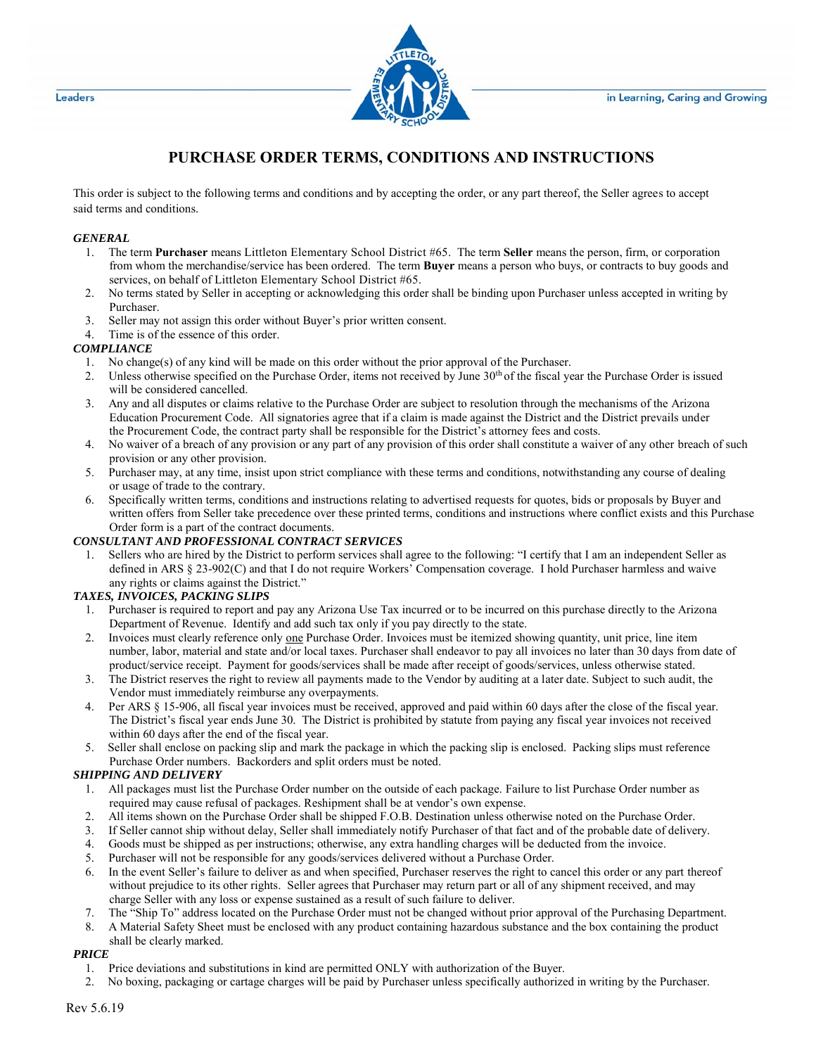Leaders in Learning, Caring and Growing

# PURCHASE ORDER TERMS, CONDITIONS AND INSTRUCTIONS

This order is subject to the following terms and conditions and by accepting the order, or any part thereof, the Seller agrees to accept said terms and conditions.

***GENERAL***

1. The term **Purchaser** means Littleton Elementary School District #65. The term **Seller** means the person, firm, or corporation from whom the merchandise/service has been ordered. The term **Buyer** means a person who buys, or contracts to buy goods and services, on behalf of Littleton Elementary School District #65.
2. No terms stated by Seller in accepting or acknowledging this order shall be binding upon Purchaser unless accepted in writing by Purchaser.
3. Seller may not assign this order without Buyer's prior written consent.
4. Time is of the essence of this order.

***COMPLIANCE***

1. No change(s) of any kind will be made on this order without the prior approval of the Purchaser.
2. Unless otherwise specified on the Purchase Order, items not received by June 30th of the fiscal year the Purchase Order is issued will be considered cancelled.
3. Any and all disputes or claims relative to the Purchase Order are subject to resolution through the mechanisms of the Arizona Education Procurement Code. All signatories agree that if a claim is made against the District and the District prevails under the Procurement Code, the contract party shall be responsible for the District's attorney fees and costs.
4. No waiver of a breach of any provision or any part of any provision of this order shall constitute a waiver of any other breach of such provision or any other provision.
5. Purchaser may, at any time, insist upon strict compliance with these terms and conditions, notwithstanding any course of dealing or usage of trade to the contrary.
6. Specifically written terms, conditions and instructions relating to advertised requests for quotes, bids or proposals by Buyer and written offers from Seller take precedence over these printed terms, conditions and instructions where conflict exists and this Purchase Order form is a part of the contract documents.

***CONSULTANT AND PROFESSIONAL CONTRACT SERVICES***

1. Sellers who are hired by the District to perform services shall agree to the following: "I certify that I am an independent Seller as defined in ARS § 23-902(C) and that I do not require Workers' Compensation coverage. I hold Purchaser harmless and waive any rights or claims against the District."

***TAXES, INVOICES, PACKING SLIPS***

1. Purchaser is required to report and pay any Arizona Use Tax incurred or to be incurred on this purchase directly to the Arizona Department of Revenue. Identify and add such tax only if you pay directly to the state.
2. Invoices must clearly reference only <u>one</u> Purchase Order. Invoices must be itemized showing quantity, unit price, line item number, labor, material and state and/or local taxes. Purchaser shall endeavor to pay all invoices no later than 30 days from date of product/service receipt. Payment for goods/services shall be made after receipt of goods/services, unless otherwise stated.
3. The District reserves the right to review all payments made to the Vendor by auditing at a later date. Subject to such audit, the Vendor must immediately reimburse any overpayments.
4. Per ARS § 15-906, all fiscal year invoices must be received, approved and paid within 60 days after the close of the fiscal year. The District's fiscal year ends June 30. The District is prohibited by statute from paying any fiscal year invoices not received within 60 days after the end of the fiscal year.
5. Seller shall enclose on packing slip and mark the package in which the packing slip is enclosed. Packing slips must reference Purchase Order numbers. Backorders and split orders must be noted.

***SHIPPING AND DELIVERY***

1. All packages must list the Purchase Order number on the outside of each package. Failure to list Purchase Order number as required may cause refusal of packages. Reshipment shall be at vendor's own expense.
2. All items shown on the Purchase Order shall be shipped F.O.B. Destination unless otherwise noted on the Purchase Order.
3. If Seller cannot ship without delay, Seller shall immediately notify Purchaser of that fact and of the probable date of delivery.
4. Goods must be shipped as per instructions; otherwise, any extra handling charges will be deducted from the invoice.
5. Purchaser will not be responsible for any goods/services delivered without a Purchase Order.
6. In the event Seller's failure to deliver as and when specified, Purchaser reserves the right to cancel this order or any part thereof without prejudice to its other rights. Seller agrees that Purchaser may return part or all of any shipment received, and may charge Seller with any loss or expense sustained as a result of such failure to deliver.
7. The "Ship To" address located on the Purchase Order must not be changed without prior approval of the Purchasing Department.
8. A Material Safety Sheet must be enclosed with any product containing hazardous substance and the box containing the product shall be clearly marked.

***PRICE***

1. Price deviations and substitutions in kind are permitted ONLY with authorization of the Buyer.
2. No boxing, packaging or cartage charges will be paid by Purchaser unless specifically authorized in writing by the Purchaser.

Rev 5.6.19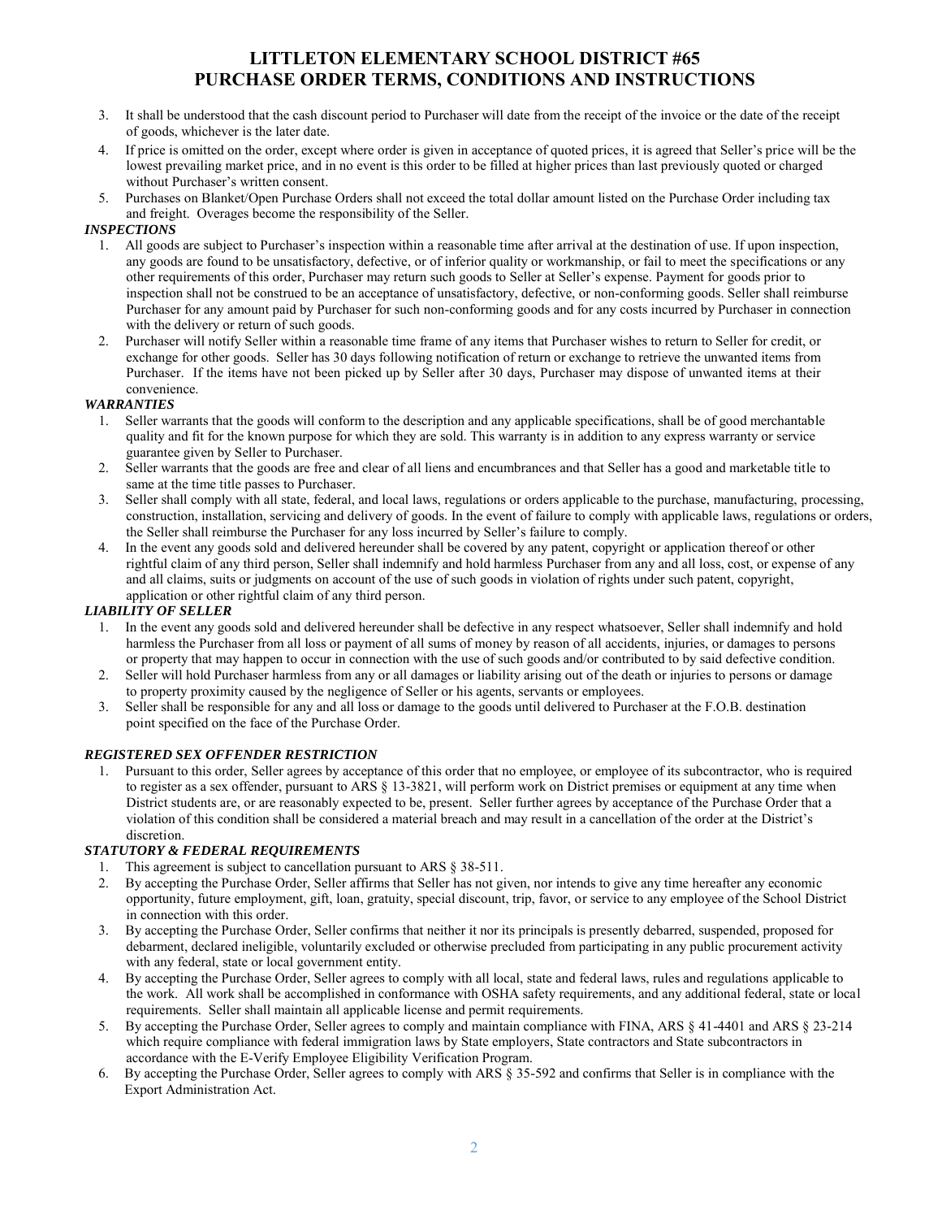# LITTLETON ELEMENTARY SCHOOL DISTRICT #65
# PURCHASE ORDER TERMS, CONDITIONS AND INSTRUCTIONS

3. It shall be understood that the cash discount period to Purchaser will date from the receipt of the invoice or the date of the receipt of goods, whichever is the later date.
4. If price is omitted on the order, except where order is given in acceptance of quoted prices, it is agreed that Seller's price will be the lowest prevailing market price, and in no event is this order to be filled at higher prices than last previously quoted or charged without Purchaser's written consent.
5. Purchases on Blanket/Open Purchase Orders shall not exceed the total dollar amount listed on the Purchase Order including tax and freight. Overages become the responsibility of the Seller.

***INSPECTIONS***

1. All goods are subject to Purchaser's inspection within a reasonable time after arrival at the destination of use. If upon inspection, any goods are found to be unsatisfactory, defective, or of inferior quality or workmanship, or fail to meet the specifications or any other requirements of this order, Purchaser may return such goods to Seller at Seller's expense. Payment for goods prior to inspection shall not be construed to be an acceptance of unsatisfactory, defective, or non-conforming goods. Seller shall reimburse Purchaser for any amount paid by Purchaser for such non-conforming goods and for any costs incurred by Purchaser in connection with the delivery or return of such goods.
2. Purchaser will notify Seller within a reasonable time frame of any items that Purchaser wishes to return to Seller for credit, or exchange for other goods. Seller has 30 days following notification of return or exchange to retrieve the unwanted items from Purchaser. If the items have not been picked up by Seller after 30 days, Purchaser may dispose of unwanted items at their convenience.

***WARRANTIES***

1. Seller warrants that the goods will conform to the description and any applicable specifications, shall be of good merchantable quality and fit for the known purpose for which they are sold. This warranty is in addition to any express warranty or service guarantee given by Seller to Purchaser.
2. Seller warrants that the goods are free and clear of all liens and encumbrances and that Seller has a good and marketable title to same at the time title passes to Purchaser.
3. Seller shall comply with all state, federal, and local laws, regulations or orders applicable to the purchase, manufacturing, processing, construction, installation, servicing and delivery of goods. In the event of failure to comply with applicable laws, regulations or orders, the Seller shall reimburse the Purchaser for any loss incurred by Seller's failure to comply.
4. In the event any goods sold and delivered hereunder shall be covered by any patent, copyright or application thereof or other rightful claim of any third person, Seller shall indemnify and hold harmless Purchaser from any and all loss, cost, or expense of any and all claims, suits or judgments on account of the use of such goods in violation of rights under such patent, copyright, application or other rightful claim of any third person.

***LIABILITY OF SELLER***

1. In the event any goods sold and delivered hereunder shall be defective in any respect whatsoever, Seller shall indemnify and hold harmless the Purchaser from all loss or payment of all sums of money by reason of all accidents, injuries, or damages to persons or property that may happen to occur in connection with the use of such goods and/or contributed to by said defective condition.
2. Seller will hold Purchaser harmless from any or all damages or liability arising out of the death or injuries to persons or damage to property proximity caused by the negligence of Seller or his agents, servants or employees.
3. Seller shall be responsible for any and all loss or damage to the goods until delivered to Purchaser at the F.O.B. destination point specified on the face of the Purchase Order.

***REGISTERED SEX OFFENDER RESTRICTION***

1. Pursuant to this order, Seller agrees by acceptance of this order that no employee, or employee of its subcontractor, who is required to register as a sex offender, pursuant to ARS § 13-3821, will perform work on District premises or equipment at any time when District students are, or are reasonably expected to be, present. Seller further agrees by acceptance of the Purchase Order that a violation of this condition shall be considered a material breach and may result in a cancellation of the order at the District's discretion.

***STATUTORY & FEDERAL REQUIREMENTS***

1. This agreement is subject to cancellation pursuant to ARS § 38-511.
2. By accepting the Purchase Order, Seller affirms that Seller has not given, nor intends to give any time hereafter any economic opportunity, future employment, gift, loan, gratuity, special discount, trip, favor, or service to any employee of the School District in connection with this order.
3. By accepting the Purchase Order, Seller confirms that neither it nor its principals is presently debarred, suspended, proposed for debarment, declared ineligible, voluntarily excluded or otherwise precluded from participating in any public procurement activity with any federal, state or local government entity.
4. By accepting the Purchase Order, Seller agrees to comply with all local, state and federal laws, rules and regulations applicable to the work. All work shall be accomplished in conformance with OSHA safety requirements, and any additional federal, state or local requirements. Seller shall maintain all applicable license and permit requirements.
5. By accepting the Purchase Order, Seller agrees to comply and maintain compliance with FINA, ARS § 41-4401 and ARS § 23-214 which require compliance with federal immigration laws by State employers, State contractors and State subcontractors in accordance with the E-Verify Employee Eligibility Verification Program.
6. By accepting the Purchase Order, Seller agrees to comply with ARS § 35-592 and confirms that Seller is in compliance with the Export Administration Act.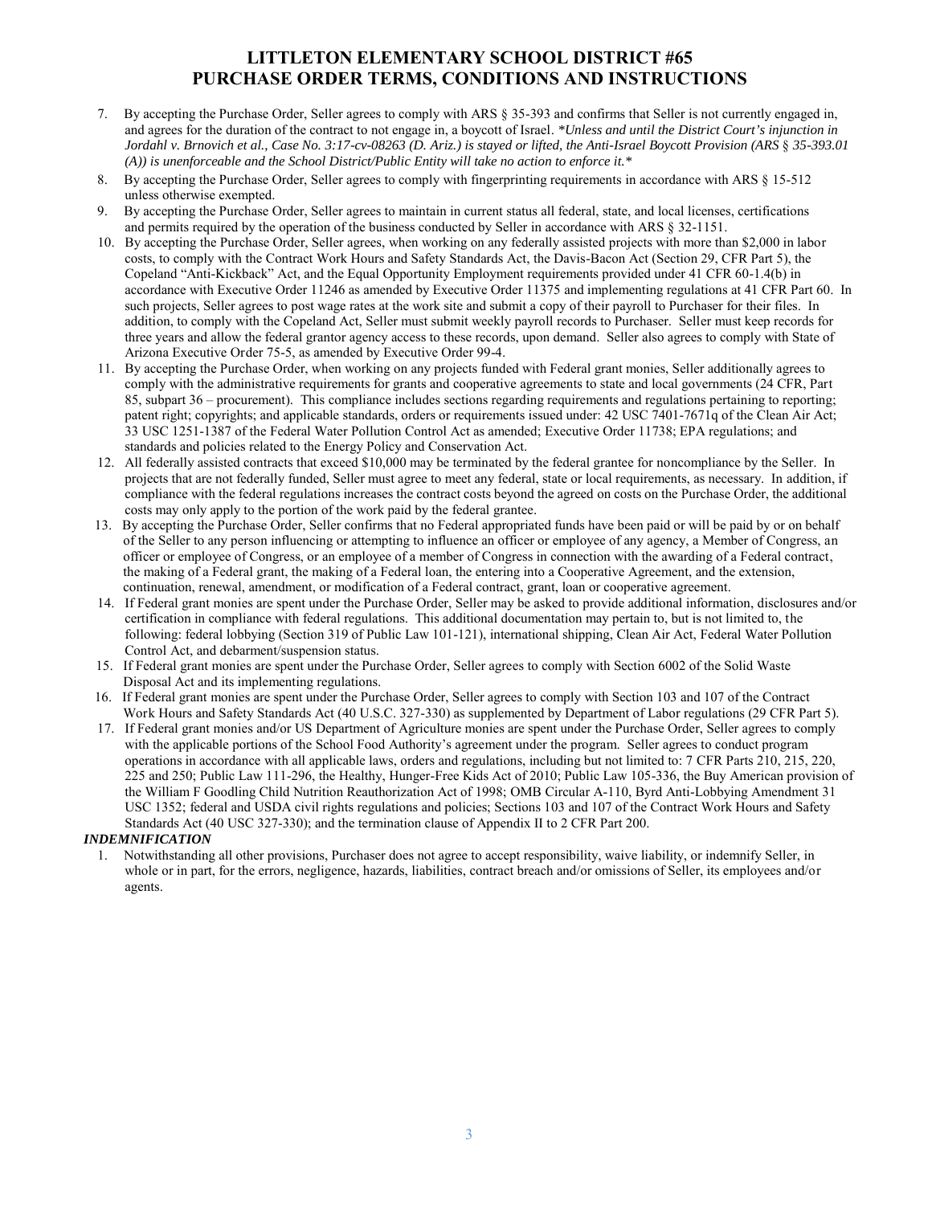# LITTLETON ELEMENTARY SCHOOL DISTRICT #65
# PURCHASE ORDER TERMS, CONDITIONS AND INSTRUCTIONS

7. By accepting the Purchase Order, Seller agrees to comply with ARS § 35-393 and confirms that Seller is not currently engaged in, and agrees for the duration of the contract to not engage in, a boycott of Israel. *\*Unless and until the District Court's injunction in Jordahl v. Brnovich et al., Case No. 3:17-cv-08263 (D. Ariz.) is stayed or lifted, the Anti-Israel Boycott Provision (ARS § 35-393.01 (A)) is unenforceable and the School District/Public Entity will take no action to enforce it.\**
8. By accepting the Purchase Order, Seller agrees to comply with fingerprinting requirements in accordance with ARS § 15-512 unless otherwise exempted.
9. By accepting the Purchase Order, Seller agrees to maintain in current status all federal, state, and local licenses, certifications and permits required by the operation of the business conducted by Seller in accordance with ARS § 32-1151.
10. By accepting the Purchase Order, Seller agrees, when working on any federally assisted projects with more than $2,000 in labor costs, to comply with the Contract Work Hours and Safety Standards Act, the Davis-Bacon Act (Section 29, CFR Part 5), the Copeland "Anti-Kickback" Act, and the Equal Opportunity Employment requirements provided under 41 CFR 60-1.4(b) in accordance with Executive Order 11246 as amended by Executive Order 11375 and implementing regulations at 41 CFR Part 60. In such projects, Seller agrees to post wage rates at the work site and submit a copy of their payroll to Purchaser for their files. In addition, to comply with the Copeland Act, Seller must submit weekly payroll records to Purchaser. Seller must keep records for three years and allow the federal grantor agency access to these records, upon demand. Seller also agrees to comply with State of Arizona Executive Order 75-5, as amended by Executive Order 99-4.
11. By accepting the Purchase Order, when working on any projects funded with Federal grant monies, Seller additionally agrees to comply with the administrative requirements for grants and cooperative agreements to state and local governments (24 CFR, Part 85, subpart 36 – procurement). This compliance includes sections regarding requirements and regulations pertaining to reporting; patent right; copyrights; and applicable standards, orders or requirements issued under: 42 USC 7401-7671q of the Clean Air Act; 33 USC 1251-1387 of the Federal Water Pollution Control Act as amended; Executive Order 11738; EPA regulations; and standards and policies related to the Energy Policy and Conservation Act.
12. All federally assisted contracts that exceed $10,000 may be terminated by the federal grantee for noncompliance by the Seller. In projects that are not federally funded, Seller must agree to meet any federal, state or local requirements, as necessary. In addition, if compliance with the federal regulations increases the contract costs beyond the agreed on costs on the Purchase Order, the additional costs may only apply to the portion of the work paid by the federal grantee.
13. By accepting the Purchase Order, Seller confirms that no Federal appropriated funds have been paid or will be paid by or on behalf of the Seller to any person influencing or attempting to influence an officer or employee of any agency, a Member of Congress, an officer or employee of Congress, or an employee of a member of Congress in connection with the awarding of a Federal contract, the making of a Federal grant, the making of a Federal loan, the entering into a Cooperative Agreement, and the extension, continuation, renewal, amendment, or modification of a Federal contract, grant, loan or cooperative agreement.
14. If Federal grant monies are spent under the Purchase Order, Seller may be asked to provide additional information, disclosures and/or certification in compliance with federal regulations. This additional documentation may pertain to, but is not limited to, the following: federal lobbying (Section 319 of Public Law 101-121), international shipping, Clean Air Act, Federal Water Pollution Control Act, and debarment/suspension status.
15. If Federal grant monies are spent under the Purchase Order, Seller agrees to comply with Section 6002 of the Solid Waste Disposal Act and its implementing regulations.
16. If Federal grant monies are spent under the Purchase Order, Seller agrees to comply with Section 103 and 107 of the Contract Work Hours and Safety Standards Act (40 U.S.C. 327-330) as supplemented by Department of Labor regulations (29 CFR Part 5).
17. If Federal grant monies and/or US Department of Agriculture monies are spent under the Purchase Order, Seller agrees to comply with the applicable portions of the School Food Authority's agreement under the program. Seller agrees to conduct program operations in accordance with all applicable laws, orders and regulations, including but not limited to: 7 CFR Parts 210, 215, 220, 225 and 250; Public Law 111-296, the Healthy, Hunger-Free Kids Act of 2010; Public Law 105-336, the Buy American provision of the William F Goodling Child Nutrition Reauthorization Act of 1998; OMB Circular A-110, Byrd Anti-Lobbying Amendment 31 USC 1352; federal and USDA civil rights regulations and policies; Sections 103 and 107 of the Contract Work Hours and Safety Standards Act (40 USC 327-330); and the termination clause of Appendix II to 2 CFR Part 200.

***INDEMNIFICATION***

1. Notwithstanding all other provisions, Purchaser does not agree to accept responsibility, waive liability, or indemnify Seller, in whole or in part, for the errors, negligence, hazards, liabilities, contract breach and/or omissions of Seller, its employees and/or agents.